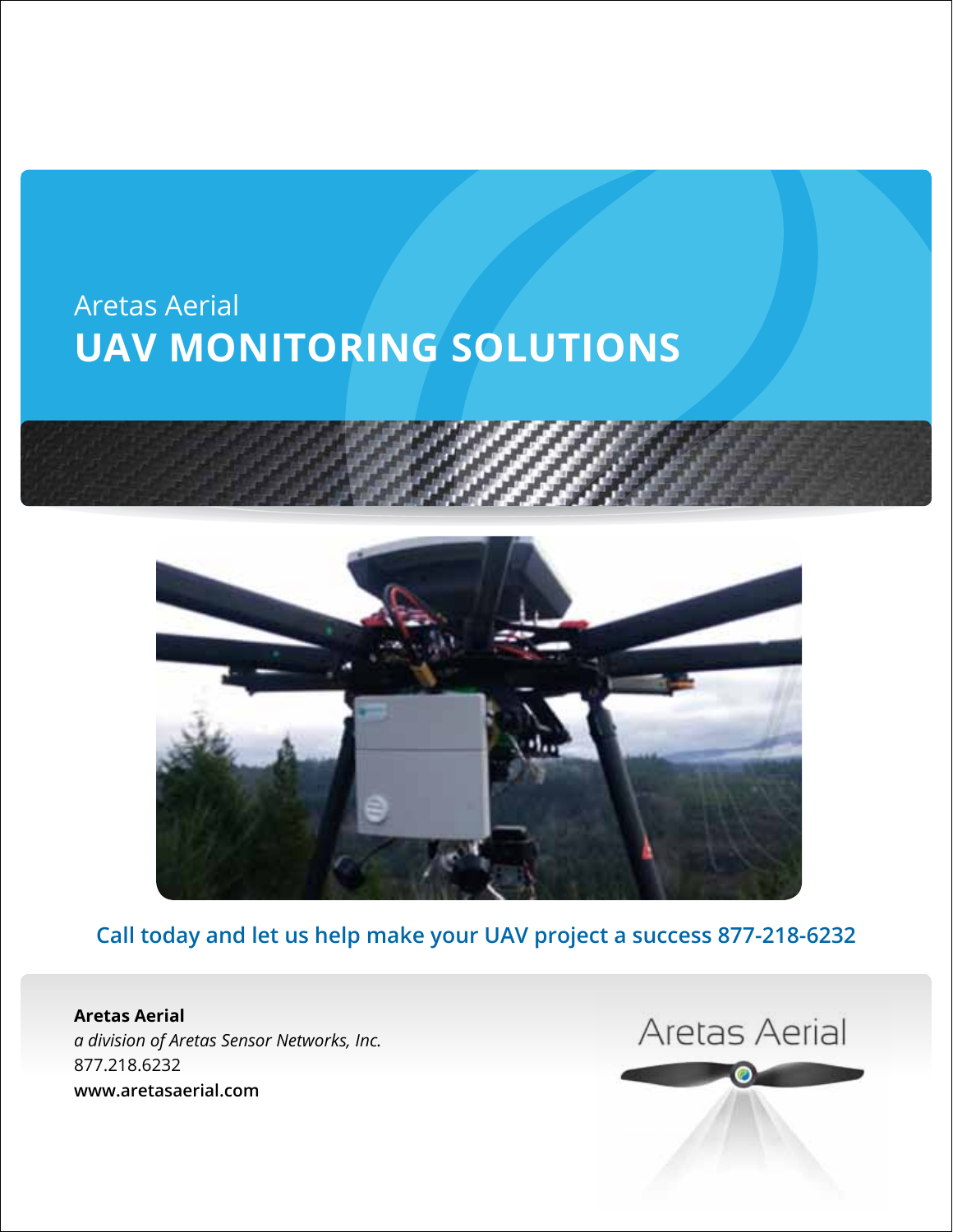Aretas Aerial

# UAV MONITORING SOLUTIONS

**Call today and let us help make your UAV project a success 877-218-6232**

**Aretas Aerial**
*a division of Aretas Sensor Networks, Inc.*
877.218.6232
**www.aretasaerial.com**

Aretas Aerial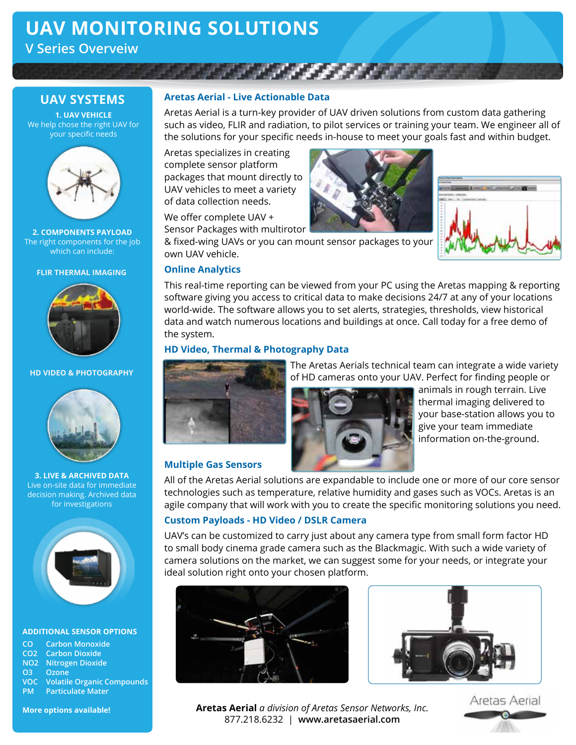# UAV MONITORING SOLUTIONS

## V Series Overveiw

## UAV SYSTEMS

**1. UAV VEHICLE**
We help chose the right UAV for your specific needs

**2. COMPONENTS PAYLOAD**
The right components for the job which can include:

**FLIR THERMAL IMAGING**

**HD VIDEO & PHOTOGRAPHY**

**3. LIVE & ARCHIVED DATA**
Live on-site data for immediate decision making. Archived data for investigations

**ADDITIONAL SENSOR OPTIONS**

- CO Carbon Monoxide
- CO2 Carbon Dioxide
- NO2 Nitrogen Dioxide
- O3 Ozone
- VOC Volatile Organic Compounds
- PM Particulate Mater

**More options available!**

### Aretas Aerial - Live Actionable Data

Aretas Aerial is a turn-key provider of UAV driven solutions from custom data gathering such as video, FLIR and radiation, to pilot services or training your team. We engineer all of the solutions for your specific needs in-house to meet your goals fast and within budget.

Aretas specializes in creating complete sensor platform packages that mount directly to UAV vehicles to meet a variety of data collection needs.

We offer complete UAV + Sensor Packages with multirotor & fixed-wing UAVs or you can mount sensor packages to your own UAV vehicle.

### Online Analytics

This real-time reporting can be viewed from your PC using the Aretas mapping & reporting software giving you access to critical data to make decisions 24/7 at any of your locations world-wide. The software allows you to set alerts, strategies, thresholds, view historical data and watch numerous locations and buildings at once. Call today for a free demo of the system.

### HD Video, Thermal & Photography Data

The Aretas Aerials technical team can integrate a wide variety of HD cameras onto your UAV. Perfect for finding people or animals in rough terrain. Live thermal imaging delivered to your base-station allows you to give your team immediate information on-the-ground.

### Multiple Gas Sensors

All of the Aretas Aerial solutions are expandable to include one or more of our core sensor technologies such as temperature, relative humidity and gases such as VOCs. Aretas is an agile company that will work with you to create the specific monitoring solutions you need.

### Custom Payloads - HD Video / DSLR Camera

UAV's can be customized to carry just about any camera type from small form factor HD to small body cinema grade camera such as the Blackmagic. With such a wide variety of camera solutions on the market, we can suggest some for your needs, or integrate your ideal solution right onto your chosen platform.

**Aretas Aerial** *a division of Aretas Sensor Networks, Inc.*
877.218.6232 | **www.aretasaerial.com**

Aretas Aerial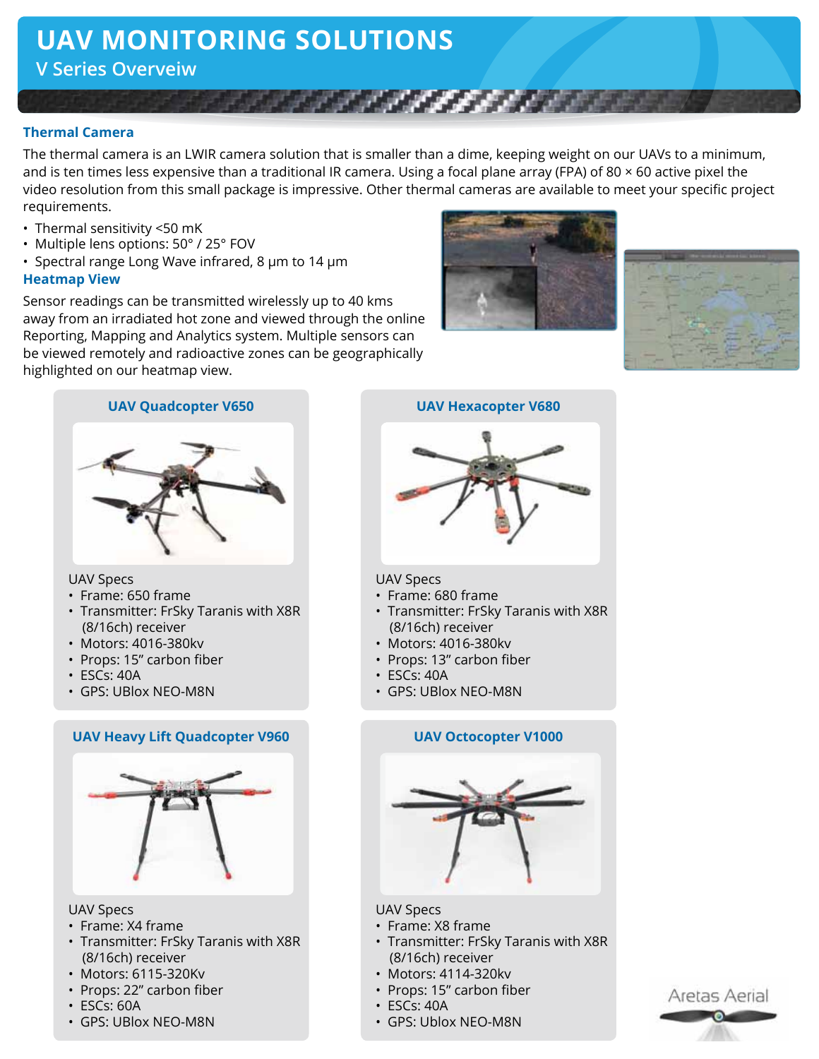# UAV MONITORING SOLUTIONS

## V Series Overveiw

### Thermal Camera

The thermal camera is an LWIR camera solution that is smaller than a dime, keeping weight on our UAVs to a minimum, and is ten times less expensive than a traditional IR camera. Using a focal plane array (FPA) of 80 × 60 active pixel the video resolution from this small package is impressive. Other thermal cameras are available to meet your specific project requirements.

- Thermal sensitivity <50 mK
- Multiple lens options: 50° / 25° FOV
- Spectral range Long Wave infrared, 8 μm to 14 μm

### Heatmap View

Sensor readings can be transmitted wirelessly up to 40 kms away from an irradiated hot zone and viewed through the online Reporting, Mapping and Analytics system. Multiple sensors can be viewed remotely and radioactive zones can be geographically highlighted on our heatmap view.

### UAV Quadcopter V650

UAV Specs
- Frame: 650 frame
- Transmitter: FrSky Taranis with X8R (8/16ch) receiver
- Motors: 4016-380kv
- Props: 15" carbon fiber
- ESCs: 40A
- GPS: UBlox NEO-M8N

### UAV Hexacopter V680

UAV Specs
- Frame: 680 frame
- Transmitter: FrSky Taranis with X8R (8/16ch) receiver
- Motors: 4016-380kv
- Props: 13" carbon fiber
- ESCs: 40A
- GPS: UBlox NEO-M8N

### UAV Heavy Lift Quadcopter V960

UAV Specs
- Frame: X4 frame
- Transmitter: FrSky Taranis with X8R (8/16ch) receiver
- Motors: 6115-320Kv
- Props: 22" carbon fiber
- ESCs: 60A
- GPS: UBlox NEO-M8N

### UAV Octocopter V1000

UAV Specs
- Frame: X8 frame
- Transmitter: FrSky Taranis with X8R (8/16ch) receiver
- Motors: 4114-320Kv
- Props: 15" carbon fiber
- ESCs: 40A
- GPS: Ublox NEO-M8N

Aretas Aerial